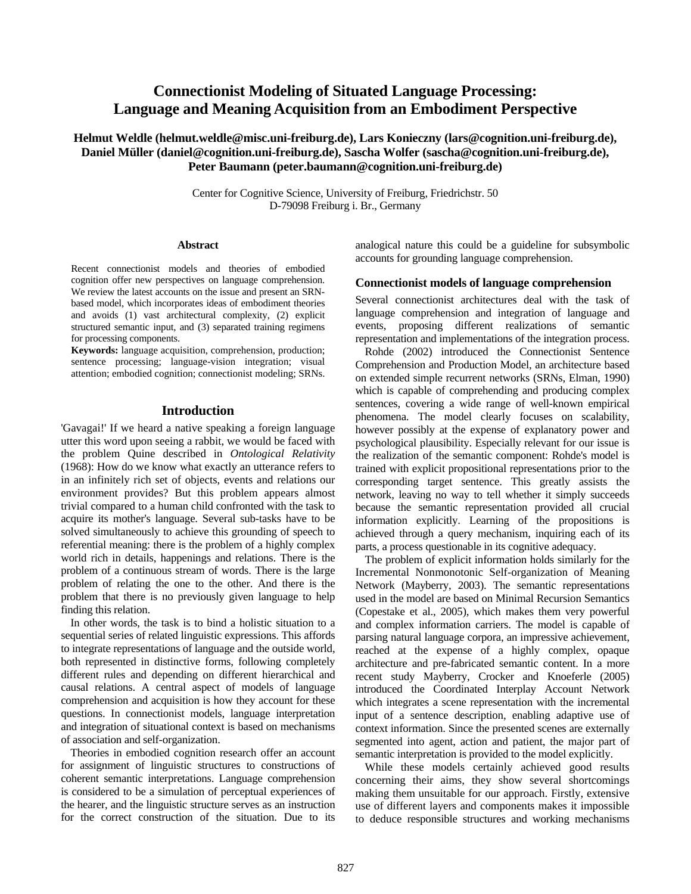# Connectionist Modeling of Situated Language Processing: Language and Meaning Acquisition from an Embodiment Perspective

**Helmut Weldle (helmut.weldle@misc.uni-freiburg.de), Lars Konieczny (lars@cognition.uni-freiburg.de), Daniel Müller (daniel@cognition.uni-freiburg.de), Sascha Wolfer (sascha@cognition.uni-freiburg.de), Peter Baumann (peter.baumann@cognition.uni-freiburg.de)**

Center for Cognitive Science, University of Freiburg, Friedrichstr. 50
D-79098 Freiburg i. Br., Germany

## Abstract

Recent connectionist models and theories of embodied cognition offer new perspectives on language comprehension. We review the latest accounts on the issue and present an SRN-based model, which incorporates ideas of embodiment theories and avoids (1) vast architectural complexity, (2) explicit structured semantic input, and (3) separated training regimens for processing components.

**Keywords:** language acquisition, comprehension, production; sentence processing; language-vision integration; visual attention; embodied cognition; connectionist modeling; SRNs.

## Introduction

'Gavagai!' If we heard a native speaking a foreign language utter this word upon seeing a rabbit, we would be faced with the problem Quine described in *Ontological Relativity* (1968): How do we know what exactly an utterance refers to in an infinitely rich set of objects, events and relations our environment provides? But this problem appears almost trivial compared to a human child confronted with the task to acquire its mother's language. Several sub-tasks have to be solved simultaneously to achieve this grounding of speech to referential meaning: there is the problem of a highly complex world rich in details, happenings and relations. There is the problem of a continuous stream of words. There is the large problem of relating the one to the other. And there is the problem that there is no previously given language to help finding this relation.

In other words, the task is to bind a holistic situation to a sequential series of related linguistic expressions. This affords to integrate representations of language and the outside world, both represented in distinctive forms, following completely different rules and depending on different hierarchical and causal relations. A central aspect of models of language comprehension and acquisition is how they account for these questions. In connectionist models, language interpretation and integration of situational context is based on mechanisms of association and self-organization.

Theories in embodied cognition research offer an account for assignment of linguistic structures to constructions of coherent semantic interpretations. Language comprehension is considered to be a simulation of perceptual experiences of the hearer, and the linguistic structure serves as an instruction for the correct construction of the situation. Due to its analogical nature this could be a guideline for subsymbolic accounts for grounding language comprehension.

### Connectionist models of language comprehension

Several connectionist architectures deal with the task of language comprehension and integration of language and events, proposing different realizations of semantic representation and implementations of the integration process.

Rohde (2002) introduced the Connectionist Sentence Comprehension and Production Model, an architecture based on extended simple recurrent networks (SRNs, Elman, 1990) which is capable of comprehending and producing complex sentences, covering a wide range of well-known empirical phenomena. The model clearly focuses on scalability, however possibly at the expense of explanatory power and psychological plausibility. Especially relevant for our issue is the realization of the semantic component: Rohde's model is trained with explicit propositional representations prior to the corresponding target sentence. This greatly assists the network, leaving no way to tell whether it simply succeeds because the semantic representation provided all crucial information explicitly. Learning of the propositions is achieved through a query mechanism, inquiring each of its parts, a process questionable in its cognitive adequacy.

The problem of explicit information holds similarly for the Incremental Nonmonotonic Self-organization of Meaning Network (Mayberry, 2003). The semantic representations used in the model are based on Minimal Recursion Semantics (Copestake et al., 2005), which makes them very powerful and complex information carriers. The model is capable of parsing natural language corpora, an impressive achievement, reached at the expense of a highly complex, opaque architecture and pre-fabricated semantic content. In a more recent study Mayberry, Crocker and Knoeferle (2005) introduced the Coordinated Interplay Account Network which integrates a scene representation with the incremental input of a sentence description, enabling adaptive use of context information. Since the presented scenes are externally segmented into agent, action and patient, the major part of semantic interpretation is provided to the model explicitly.

While these models certainly achieved good results concerning their aims, they show several shortcomings making them unsuitable for our approach. Firstly, extensive use of different layers and components makes it impossible to deduce responsible structures and working mechanisms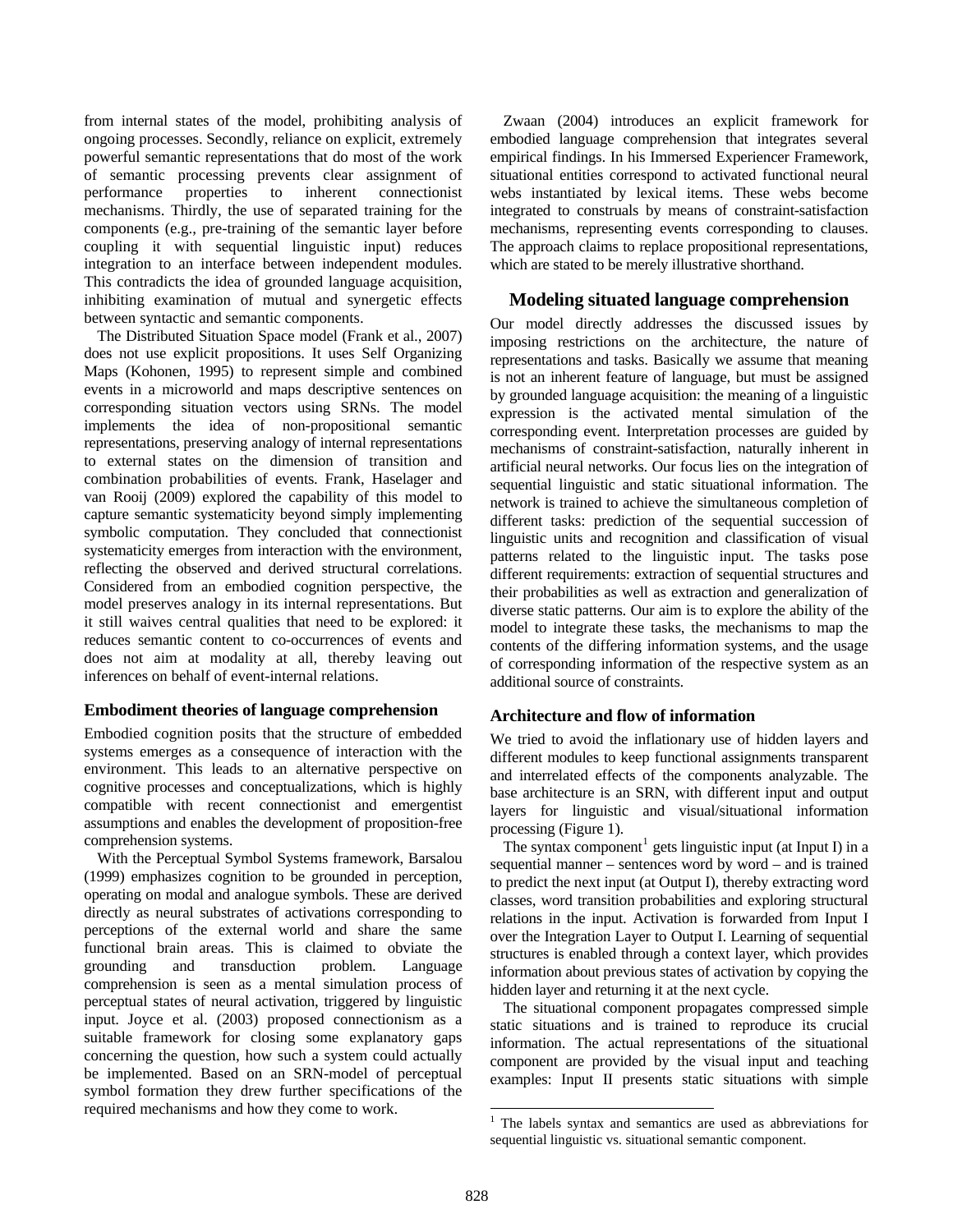from internal states of the model, prohibiting analysis of ongoing processes. Secondly, reliance on explicit, extremely powerful semantic representations that do most of the work of semantic processing prevents clear assignment of performance properties to inherent connectionist mechanisms. Thirdly, the use of separated training for the components (e.g., pre-training of the semantic layer before coupling it with sequential linguistic input) reduces integration to an interface between independent modules. This contradicts the idea of grounded language acquisition, inhibiting examination of mutual and synergetic effects between syntactic and semantic components.

The Distributed Situation Space model (Frank et al., 2007) does not use explicit propositions. It uses Self Organizing Maps (Kohonen, 1995) to represent simple and combined events in a microworld and maps descriptive sentences on corresponding situation vectors using SRNs. The model implements the idea of non-propositional semantic representations, preserving analogy of internal representations to external states on the dimension of transition and combination probabilities of events. Frank, Haselager and van Rooij (2009) explored the capability of this model to capture semantic systematicity beyond simply implementing symbolic computation. They concluded that connectionist systematicity emerges from interaction with the environment, reflecting the observed and derived structural correlations. Considered from an embodied cognition perspective, the model preserves analogy in its internal representations. But it still waives central qualities that need to be explored: it reduces semantic content to co-occurrences of events and does not aim at modality at all, thereby leaving out inferences on behalf of event-internal relations.

### Embodiment theories of language comprehension

Embodied cognition posits that the structure of embedded systems emerges as a consequence of interaction with the environment. This leads to an alternative perspective on cognitive processes and conceptualizations, which is highly compatible with recent connectionist and emergentist assumptions and enables the development of proposition-free comprehension systems.

With the Perceptual Symbol Systems framework, Barsalou (1999) emphasizes cognition to be grounded in perception, operating on modal and analogue symbols. These are derived directly as neural substrates of activations corresponding to perceptions of the external world and share the same functional brain areas. This is claimed to obviate the grounding and transduction problem. Language comprehension is seen as a mental simulation process of perceptual states of neural activation, triggered by linguistic input. Joyce et al. (2003) proposed connectionism as a suitable framework for closing some explanatory gaps concerning the question, how such a system could actually be implemented. Based on an SRN-model of perceptual symbol formation they drew further specifications of the required mechanisms and how they come to work.

Zwaan (2004) introduces an explicit framework for embodied language comprehension that integrates several empirical findings. In his Immersed Experiencer Framework, situational entities correspond to activated functional neural webs instantiated by lexical items. These webs become integrated to construals by means of constraint-satisfaction mechanisms, representing events corresponding to clauses. The approach claims to replace propositional representations, which are stated to be merely illustrative shorthand.

## Modeling situated language comprehension

Our model directly addresses the discussed issues by imposing restrictions on the architecture, the nature of representations and tasks. Basically we assume that meaning is not an inherent feature of language, but must be assigned by grounded language acquisition: the meaning of a linguistic expression is the activated mental simulation of the corresponding event. Interpretation processes are guided by mechanisms of constraint-satisfaction, naturally inherent in artificial neural networks. Our focus lies on the integration of sequential linguistic and static situational information. The network is trained to achieve the simultaneous completion of different tasks: prediction of the sequential succession of linguistic units and recognition and classification of visual patterns related to the linguistic input. The tasks pose different requirements: extraction of sequential structures and their probabilities as well as extraction and generalization of diverse static patterns. Our aim is to explore the ability of the model to integrate these tasks, the mechanisms to map the contents of the differing information systems, and the usage of corresponding information of the respective system as an additional source of constraints.

### Architecture and flow of information

We tried to avoid the inflationary use of hidden layers and different modules to keep functional assignments transparent and interrelated effects of the components analyzable. The base architecture is an SRN, with different input and output layers for linguistic and visual/situational information processing (Figure 1).

The syntax component[1] gets linguistic input (at Input I) in a sequential manner – sentences word by word – and is trained to predict the next input (at Output I), thereby extracting word classes, word transition probabilities and exploring structural relations in the input. Activation is forwarded from Input I over the Integration Layer to Output I. Learning of sequential structures is enabled through a context layer, which provides information about previous states of activation by copying the hidden layer and returning it at the next cycle.

The situational component propagates compressed simple static situations and is trained to reproduce its crucial information. The actual representations of the situational component are provided by the visual input and teaching examples: Input II presents static situations with simple

[1] The labels syntax and semantics are used as abbreviations for sequential linguistic vs. situational semantic component.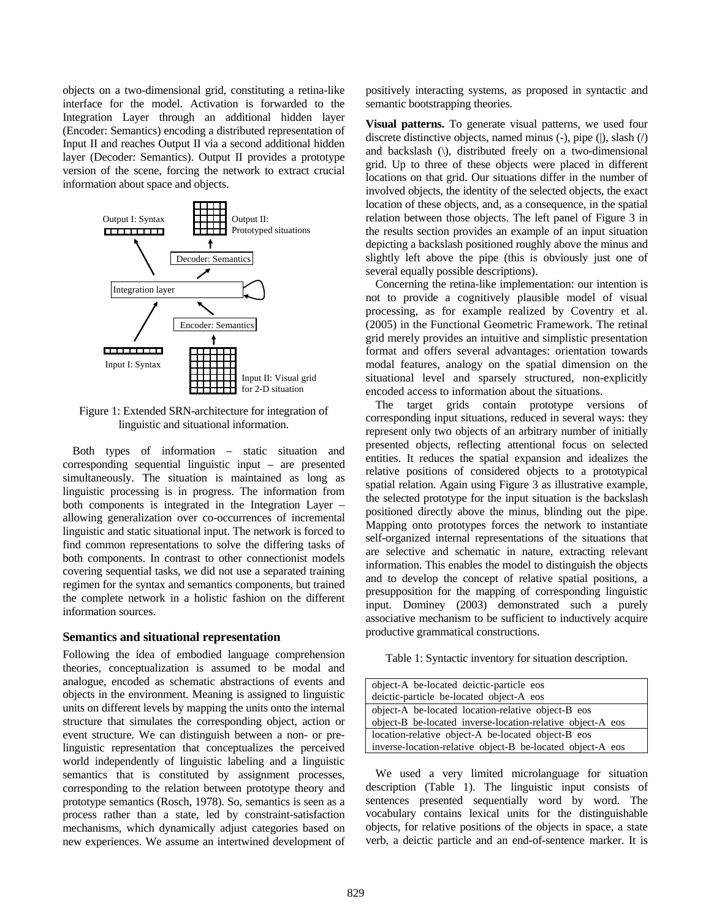objects on a two-dimensional grid, constituting a retina-like interface for the model. Activation is forwarded to the Integration Layer through an additional hidden layer (Encoder: Semantics) encoding a distributed representation of Input II and reaches Output II via a second additional hidden layer (Decoder: Semantics). Output II provides a prototype version of the scene, forcing the network to extract crucial information about space and objects.

Figure 1: Extended SRN-architecture for integration of linguistic and situational information.

Both types of information – static situation and corresponding sequential linguistic input – are presented simultaneously. The situation is maintained as long as linguistic processing is in progress. The information from both components is integrated in the Integration Layer – allowing generalization over co-occurrences of incremental linguistic and static situational input. The network is forced to find common representations to solve the differing tasks of both components. In contrast to other connectionist models covering sequential tasks, we did not use a separated training regimen for the syntax and semantics components, but trained the complete network in a holistic fashion on the different information sources.

## Semantics and situational representation

Following the idea of embodied language comprehension theories, conceptualization is assumed to be modal and analogue, encoded as schematic abstractions of events and objects in the environment. Meaning is assigned to linguistic units on different levels by mapping the units onto the internal structure that simulates the corresponding object, action or event structure. We can distinguish between a non- or pre-linguistic representation that conceptualizes the perceived world independently of linguistic labeling and a linguistic semantics that is constituted by assignment processes, corresponding to the relation between prototype theory and prototype semantics (Rosch, 1978). So, semantics is seen as a process rather than a state, led by constraint-satisfaction mechanisms, which dynamically adjust categories based on new experiences. We assume an intertwined development of positively interacting systems, as proposed in syntactic and semantic bootstrapping theories.

**Visual patterns.** To generate visual patterns, we used four discrete distinctive objects, named minus (-), pipe (|), slash (/) and backslash (\), distributed freely on a two-dimensional grid. Up to three of these objects were placed in different locations on that grid. Our situations differ in the number of involved objects, the identity of the selected objects, the exact location of these objects, and, as a consequence, in the spatial relation between those objects. The left panel of Figure 3 in the results section provides an example of an input situation depicting a backslash positioned roughly above the minus and slightly left above the pipe (this is obviously just one of several equally possible descriptions).

Concerning the retina-like implementation: our intention is not to provide a cognitively plausible model of visual processing, as for example realized by Coventry et al. (2005) in the Functional Geometric Framework. The retinal grid merely provides an intuitive and simplistic presentation format and offers several advantages: orientation towards modal features, analogy on the spatial dimension on the situational level and sparsely structured, non-explicitly encoded access to information about the situations.

The target grids contain prototype versions of corresponding input situations, reduced in several ways: they represent only two objects of an arbitrary number of initially presented objects, reflecting attentional focus on selected entities. It reduces the spatial expansion and idealizes the relative positions of considered objects to a prototypical spatial relation. Again using Figure 3 as illustrative example, the selected prototype for the input situation is the backslash positioned directly above the minus, blinding out the pipe. Mapping onto prototypes forces the network to instantiate self-organized internal representations of the situations that are selective and schematic in nature, extracting relevant information. This enables the model to distinguish the objects and to develop the concept of relative spatial positions, a presupposition for the mapping of corresponding linguistic input. Dominey (2003) demonstrated such a purely associative mechanism to be sufficient to inductively acquire productive grammatical constructions.

Table 1: Syntactic inventory for situation description.

| |
|---|
| object-A be-located deictic-particle eos<br>deictic-particle be-located object-A eos |
| object-A be-located location-relative object-B eos<br>object-B be-located inverse-location-relative object-A eos |
| location-relative object-A be-located object-B eos<br>inverse-location-relative object-B be-located object-A eos |

We used a very limited microlanguage for situation description (Table 1). The linguistic input consists of sentences presented sequentially word by word. The vocabulary contains lexical units for the distinguishable objects, for relative positions of the objects in space, a state verb, a deictic particle and an end-of-sentence marker. It is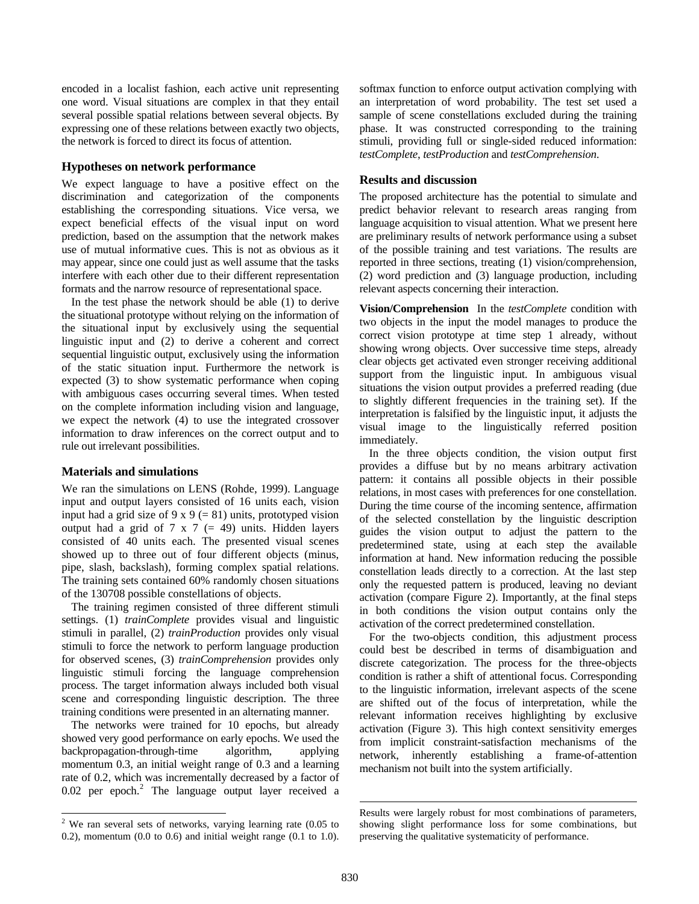encoded in a localist fashion, each active unit representing one word. Visual situations are complex in that they entail several possible spatial relations between several objects. By expressing one of these relations between exactly two objects, the network is forced to direct its focus of attention.

### Hypotheses on network performance

We expect language to have a positive effect on the discrimination and categorization of the components establishing the corresponding situations. Vice versa, we expect beneficial effects of the visual input on word prediction, based on the assumption that the network makes use of mutual informative cues. This is not as obvious as it may appear, since one could just as well assume that the tasks interfere with each other due to their different representation formats and the narrow resource of representational space.

In the test phase the network should be able (1) to derive the situational prototype without relying on the information of the situational input by exclusively using the sequential linguistic input and (2) to derive a coherent and correct sequential linguistic output, exclusively using the information of the static situation input. Furthermore the network is expected (3) to show systematic performance when coping with ambiguous cases occurring several times. When tested on the complete information including vision and language, we expect the network (4) to use the integrated crossover information to draw inferences on the correct output and to rule out irrelevant possibilities.

### Materials and simulations

We ran the simulations on LENS (Rohde, 1999). Language input and output layers consisted of 16 units each, vision input had a grid size of 9 x 9 (= 81) units, prototyped vision output had a grid of 7 x 7 (= 49) units. Hidden layers consisted of 40 units each. The presented visual scenes showed up to three out of four different objects (minus, pipe, slash, backslash), forming complex spatial relations. The training sets contained 60% randomly chosen situations of the 130708 possible constellations of objects.

The training regimen consisted of three different stimuli settings. (1) *trainComplete* provides visual and linguistic stimuli in parallel, (2) *trainProduction* provides only visual stimuli to force the network to perform language production for observed scenes, (3) *trainComprehension* provides only linguistic stimuli forcing the language comprehension process. The target information always included both visual scene and corresponding linguistic description. The three training conditions were presented in an alternating manner.

The networks were trained for 10 epochs, but already showed very good performance on early epochs. We used the backpropagation-through-time algorithm, applying momentum 0.3, an initial weight range of 0.3 and a learning rate of 0.2, which was incrementally decreased by a factor of 0.02 per epoch.[2] The language output layer received a softmax function to enforce output activation complying with an interpretation of word probability. The test set used a sample of scene constellations excluded during the training phase. It was constructed corresponding to the training stimuli, providing full or single-sided reduced information: *testComplete*, *testProduction* and *testComprehension*.

### Results and discussion

The proposed architecture has the potential to simulate and predict behavior relevant to research areas ranging from language acquisition to visual attention. What we present here are preliminary results of network performance using a subset of the possible training and test variations. The results are reported in three sections, treating (1) vision/comprehension, (2) word prediction and (3) language production, including relevant aspects concerning their interaction.

**Vision/Comprehension** In the *testComplete* condition with two objects in the input the model manages to produce the correct vision prototype at time step 1 already, without showing wrong objects. Over successive time steps, already clear objects get activated even stronger receiving additional support from the linguistic input. In ambiguous visual situations the vision output provides a preferred reading (due to slightly different frequencies in the training set). If the interpretation is falsified by the linguistic input, it adjusts the visual image to the linguistically referred position immediately.

In the three objects condition, the vision output first provides a diffuse but by no means arbitrary activation pattern: it contains all possible objects in their possible relations, in most cases with preferences for one constellation. During the time course of the incoming sentence, affirmation of the selected constellation by the linguistic description guides the vision output to adjust the pattern to the predetermined state, using at each step the available information at hand. New information reducing the possible constellation leads directly to a correction. At the last step only the requested pattern is produced, leaving no deviant activation (compare Figure 2). Importantly, at the final steps in both conditions the vision output contains only the activation of the correct predetermined constellation.

For the two-objects condition, this adjustment process could best be described in terms of disambiguation and discrete categorization. The process for the three-objects condition is rather a shift of attentional focus. Corresponding to the linguistic information, irrelevant aspects of the scene are shifted out of the focus of interpretation, while the relevant information receives highlighting by exclusive activation (Figure 3). This high context sensitivity emerges from implicit constraint-satisfaction mechanisms of the network, inherently establishing a frame-of-attention mechanism not built into the system artificially.

---

[2] We ran several sets of networks, varying learning rate (0.05 to 0.2), momentum (0.0 to 0.6) and initial weight range (0.1 to 1.0). Results were largely robust for most combinations of parameters, showing slight performance loss for some combinations, but preserving the qualitative systematicity of performance.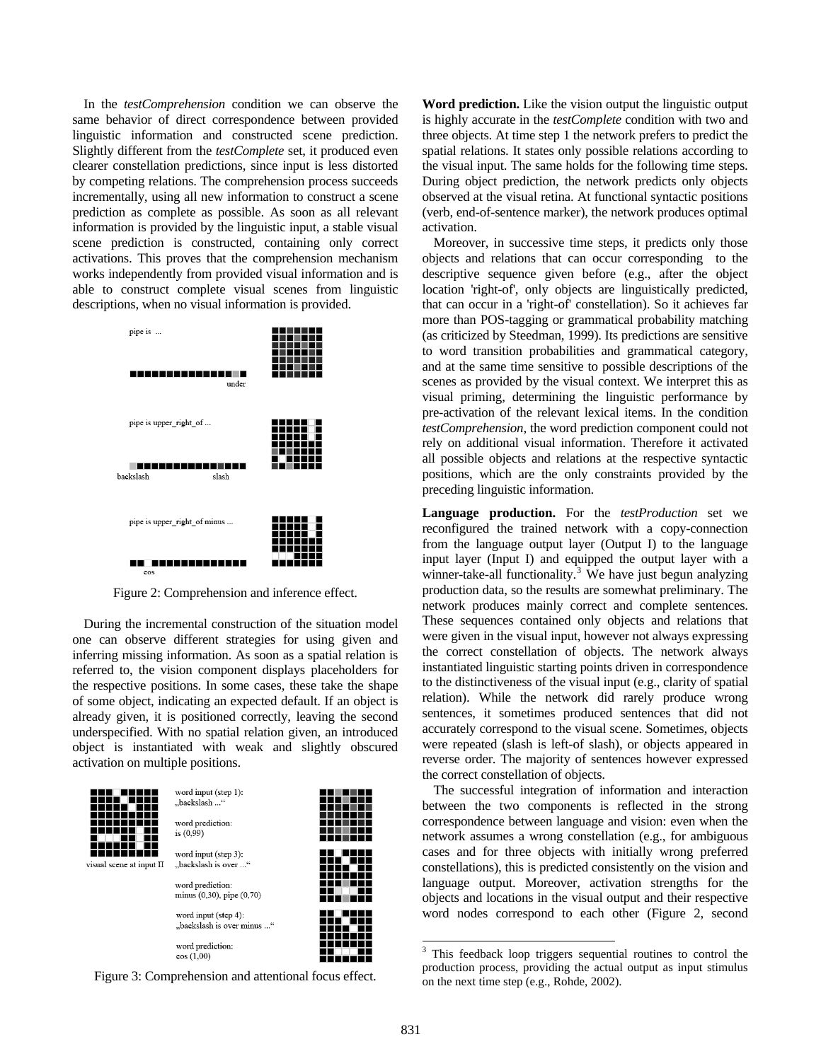In the *testComprehension* condition we can observe the same behavior of direct correspondence between provided linguistic information and constructed scene prediction. Slightly different from the *testComplete* set, it produced even clearer constellation predictions, since input is less distorted by competing relations. The comprehension process succeeds incrementally, using all new information to construct a scene prediction as complete as possible. As soon as all relevant information is provided by the linguistic input, a stable visual scene prediction is constructed, containing only correct activations. This proves that the comprehension mechanism works independently from provided visual information and is able to construct complete visual scenes from linguistic descriptions, when no visual information is provided.

Figure 2: Comprehension and inference effect.

During the incremental construction of the situation model one can observe different strategies for using given and inferring missing information. As soon as a spatial relation is referred to, the vision component displays placeholders for the respective positions. In some cases, these take the shape of some object, indicating an expected default. If an object is already given, it is positioned correctly, leaving the second underspecified. With no spatial relation given, an introduced object is instantiated with weak and slightly obscured activation on multiple positions.

Figure 3: Comprehension and attentional focus effect.

**Word prediction.** Like the vision output the linguistic output is highly accurate in the *testComplete* condition with two and three objects. At time step 1 the network prefers to predict the spatial relations. It states only possible relations according to the visual input. The same holds for the following time steps. During object prediction, the network predicts only objects observed at the visual retina. At functional syntactic positions (verb, end-of-sentence marker), the network produces optimal activation.

Moreover, in successive time steps, it predicts only those objects and relations that can occur corresponding to the descriptive sequence given before (e.g., after the object location 'right-of', only objects are linguistically predicted, that can occur in a 'right-of' constellation). So it achieves far more than POS-tagging or grammatical probability matching (as criticized by Steedman, 1999). Its predictions are sensitive to word transition probabilities and grammatical category, and at the same time sensitive to possible descriptions of the scenes as provided by the visual context. We interpret this as visual priming, determining the linguistic performance by pre-activation of the relevant lexical items. In the condition *testComprehension*, the word prediction component could not rely on additional visual information. Therefore it activated all possible objects and relations at the respective syntactic positions, which are the only constraints provided by the preceding linguistic information.

**Language production.** For the *testProduction* set we reconfigured the trained network with a copy-connection from the language output layer (Output I) to the language input layer (Input I) and equipped the output layer with a winner-take-all functionality.[3] We have just begun analyzing production data, so the results are somewhat preliminary. The network produces mainly correct and complete sentences. These sequences contained only objects and relations that were given in the visual input, however not always expressing the correct constellation of objects. The network always instantiated linguistic starting points driven in correspondence to the distinctiveness of the visual input (e.g., clarity of spatial relation). While the network did rarely produce wrong sentences, it sometimes produced sentences that did not accurately correspond to the visual scene. Sometimes, objects were repeated (slash is left-of slash), or objects appeared in reverse order. The majority of sentences however expressed the correct constellation of objects.

The successful integration of information and interaction between the two components is reflected in the strong correspondence between language and vision: even when the network assumes a wrong constellation (e.g., for ambiguous cases and for three objects with initially wrong preferred constellations), this is predicted consistently on the vision and language output. Moreover, activation strengths for the objects and locations in the visual output and their respective word nodes correspond to each other (Figure 2, second

[3] This feedback loop triggers sequential routines to control the production process, providing the actual output as input stimulus on the next time step (e.g., Rohde, 2002).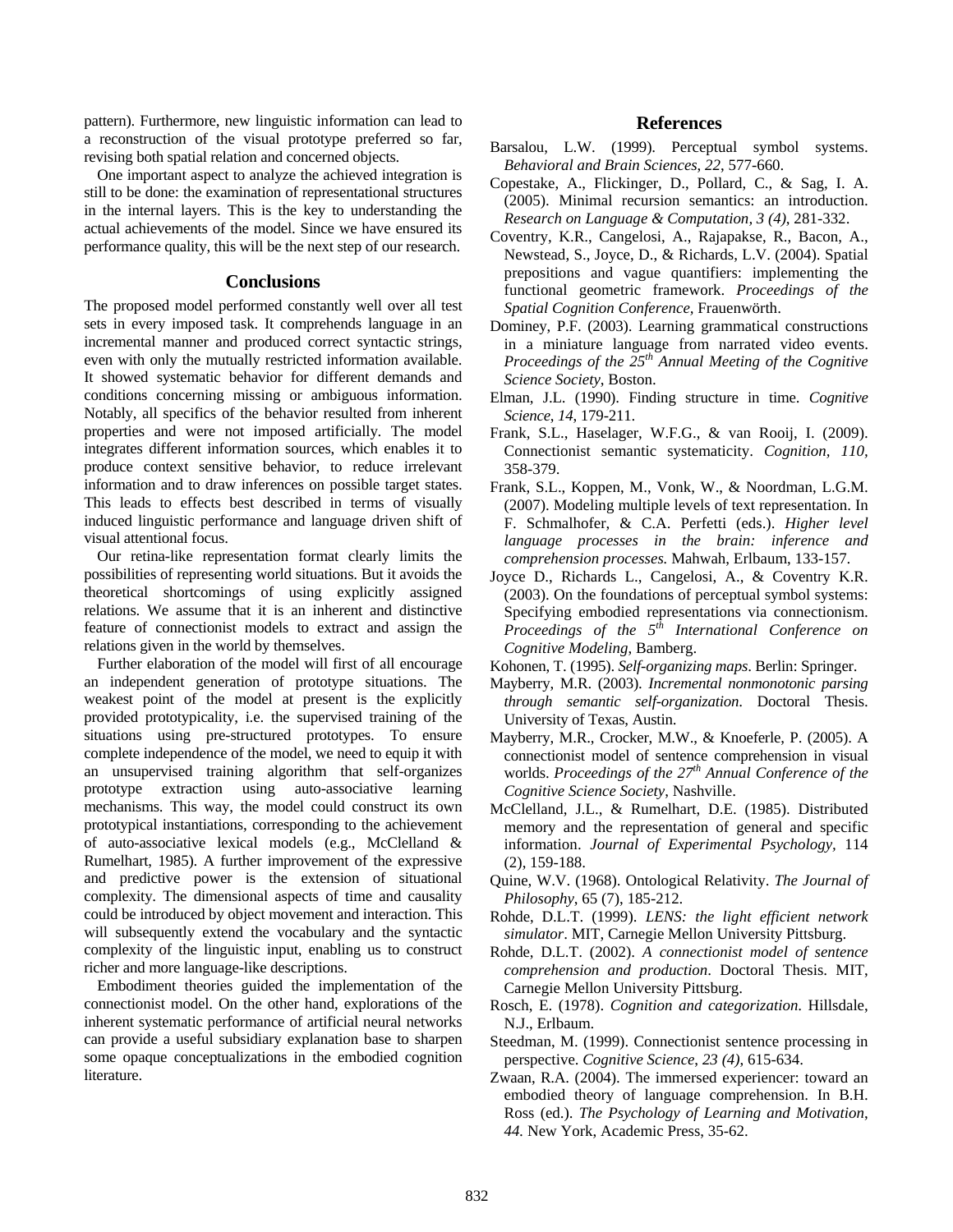pattern). Furthermore, new linguistic information can lead to a reconstruction of the visual prototype preferred so far, revising both spatial relation and concerned objects.

One important aspect to analyze the achieved integration is still to be done: the examination of representational structures in the internal layers. This is the key to understanding the actual achievements of the model. Since we have ensured its performance quality, this will be the next step of our research.

## Conclusions

The proposed model performed constantly well over all test sets in every imposed task. It comprehends language in an incremental manner and produced correct syntactic strings, even with only the mutually restricted information available. It showed systematic behavior for different demands and conditions concerning missing or ambiguous information. Notably, all specifics of the behavior resulted from inherent properties and were not imposed artificially. The model integrates different information sources, which enables it to produce context sensitive behavior, to reduce irrelevant information and to draw inferences on possible target states. This leads to effects best described in terms of visually induced linguistic performance and language driven shift of visual attentional focus.

Our retina-like representation format clearly limits the possibilities of representing world situations. But it avoids the theoretical shortcomings of using explicitly assigned relations. We assume that it is an inherent and distinctive feature of connectionist models to extract and assign the relations given in the world by themselves.

Further elaboration of the model will first of all encourage an independent generation of prototype situations. The weakest point of the model at present is the explicitly provided prototypicality, i.e. the supervised training of the situations using pre-structured prototypes. To ensure complete independence of the model, we need to equip it with an unsupervised training algorithm that self-organizes prototype extraction using auto-associative learning mechanisms. This way, the model could construct its own prototypical instantiations, corresponding to the achievement of auto-associative lexical models (e.g., McClelland & Rumelhart, 1985). A further improvement of the expressive and predictive power is the extension of situational complexity. The dimensional aspects of time and causality could be introduced by object movement and interaction. This will subsequently extend the vocabulary and the syntactic complexity of the linguistic input, enabling us to construct richer and more language-like descriptions.

Embodiment theories guided the implementation of the connectionist model. On the other hand, explorations of the inherent systematic performance of artificial neural networks can provide a useful subsidiary explanation base to sharpen some opaque conceptualizations in the embodied cognition literature.

## References

Barsalou, L.W. (1999). Perceptual symbol systems. *Behavioral and Brain Sciences, 22*, 577-660.

Copestake, A., Flickinger, D., Pollard, C., & Sag, I. A. (2005). Minimal recursion semantics: an introduction. *Research on Language & Computation, 3 (4)*, 281-332.

Coventry, K.R., Cangelosi, A., Rajapakse, R., Bacon, A., Newstead, S., Joyce, D., & Richards, L.V. (2004). Spatial prepositions and vague quantifiers: implementing the functional geometric framework. *Proceedings of the Spatial Cognition Conference*, Frauenwörth.

Dominey, P.F. (2003). Learning grammatical constructions in a miniature language from narrated video events. *Proceedings of the 25th Annual Meeting of the Cognitive Science Society*, Boston.

Elman, J.L. (1990). Finding structure in time. *Cognitive Science, 14*, 179-211.

Frank, S.L., Haselager, W.F.G., & van Rooij, I. (2009). Connectionist semantic systematicity. *Cognition, 110*, 358-379.

Frank, S.L., Koppen, M., Vonk, W., & Noordman, L.G.M. (2007). Modeling multiple levels of text representation. In F. Schmalhofer, & C.A. Perfetti (eds.). *Higher level language processes in the brain: inference and comprehension processes.* Mahwah, Erlbaum, 133-157.

Joyce D., Richards L., Cangelosi, A., & Coventry K.R. (2003). On the foundations of perceptual symbol systems: Specifying embodied representations via connectionism. *Proceedings of the 5th International Conference on Cognitive Modeling*, Bamberg.

Kohonen, T. (1995). *Self-organizing maps*. Berlin: Springer.

Mayberry, M.R. (2003). *Incremental nonmonotonic parsing through semantic self-organization*. Doctoral Thesis. University of Texas, Austin.

Mayberry, M.R., Crocker, M.W., & Knoeferle, P. (2005). A connectionist model of sentence comprehension in visual worlds. *Proceedings of the 27th Annual Conference of the Cognitive Science Society*, Nashville.

McClelland, J.L., & Rumelhart, D.E. (1985). Distributed memory and the representation of general and specific information. *Journal of Experimental Psychology*, 114 (2), 159-188.

Quine, W.V. (1968). Ontological Relativity. *The Journal of Philosophy*, 65 (7), 185-212.

Rohde, D.L.T. (1999). *LENS: the light efficient network simulator*. MIT, Carnegie Mellon University Pittsburg.

Rohde, D.L.T. (2002). *A connectionist model of sentence comprehension and production*. Doctoral Thesis. MIT, Carnegie Mellon University Pittsburg.

Rosch, E. (1978). *Cognition and categorization*. Hillsdale, N.J., Erlbaum.

Steedman, M. (1999). Connectionist sentence processing in perspective. *Cognitive Science, 23 (4)*, 615-634.

Zwaan, R.A. (2004). The immersed experiencer: toward an embodied theory of language comprehension. In B.H. Ross (ed.). *The Psychology of Learning and Motivation, 44.* New York, Academic Press, 35-62.